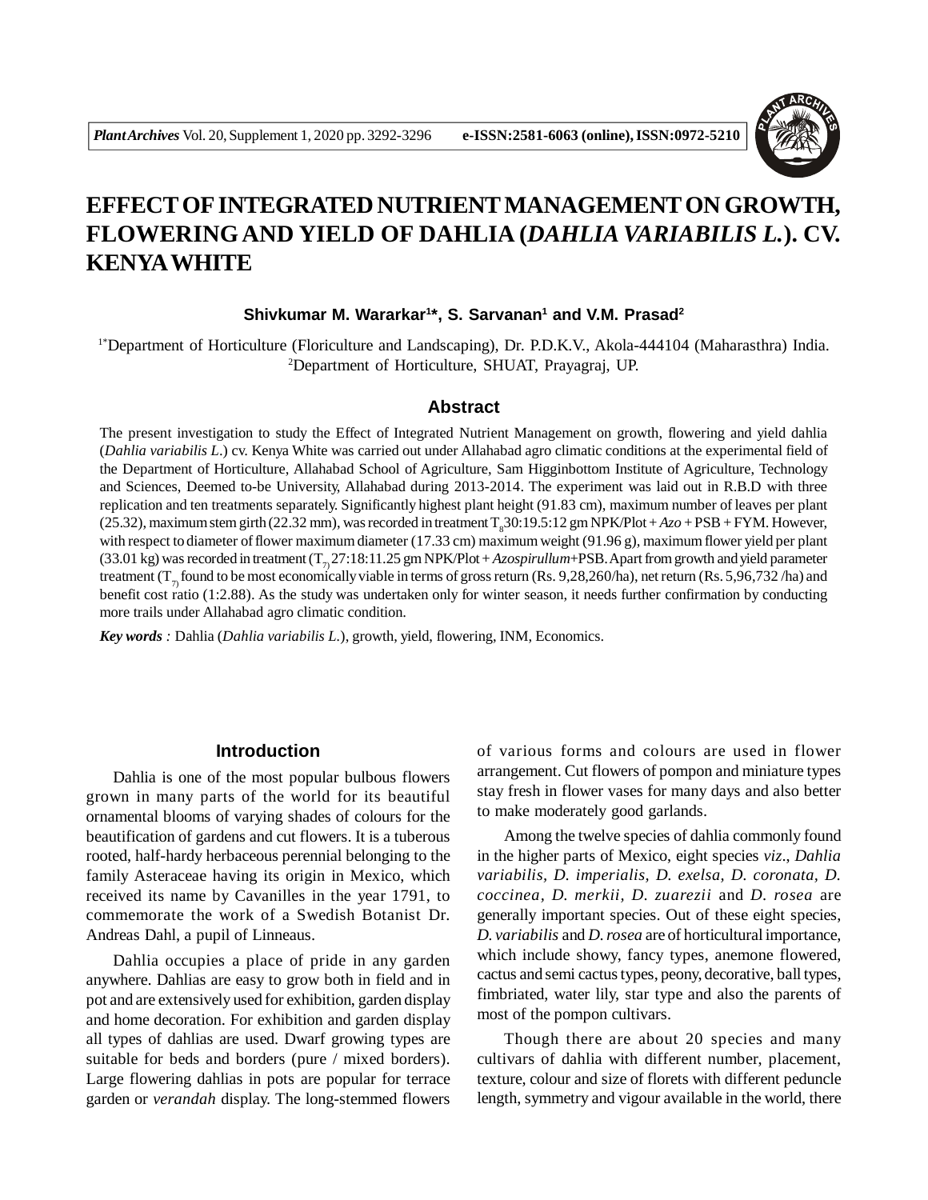# EFFECT OF INTEGRATED NUTRIENT MANAGEMENT ON GROWTH, FLOWERING AND YIELD OF DAHLIA (*DAHLIA VARIABILIS L.*). CV. KENYA WHITE

**Shivkumar M. Wararkar[1]\*, S. Sarvanan[1] and V.M. Prasad[2]**

[1*]Department of Horticulture (Floriculture and Landscaping), Dr. P.D.K.V., Akola-444104 (Maharasthra) India.
[2]Department of Horticulture, SHUAT, Prayagraj, UP.

## Abstract

The present investigation to study the Effect of Integrated Nutrient Management on growth, flowering and yield dahlia (*Dahlia variabilis L.*) cv. Kenya White was carried out under Allahabad agro climatic conditions at the experimental field of the Department of Horticulture, Allahabad School of Agriculture, Sam Higginbottom Institute of Agriculture, Technology and Sciences, Deemed to-be University, Allahabad during 2013-2014. The experiment was laid out in R.B.D with three replication and ten treatments separately. Significantly highest plant height (91.83 cm), maximum number of leaves per plant (25.32), maximum stem girth (22.32 mm), was recorded in treatment $T_8$ 30:19.5:12 gm NPK/Plot + *Azo* + PSB + FYM. However, with respect to diameter of flower maximum diameter (17.33 cm) maximum weight (91.96 g), maximum flower yield per plant (33.01 kg) was recorded in treatment ($T_7$) 27:18:11.25 gm NPK/Plot + *Azospirullum*+PSB. Apart from growth and yield parameter treatment ($T_7$) found to be most economically viable in terms of gross return (Rs. 9,28,260/ha), net return (Rs. 5,96,732 /ha) and benefit cost ratio (1:2.88). As the study was undertaken only for winter season, it needs further confirmation by conducting more trails under Allahabad agro climatic condition.

***Key words :*** Dahlia (*Dahlia variabilis L.*), growth, yield, flowering, INM, Economics.

## Introduction

Dahlia is one of the most popular bulbous flowers grown in many parts of the world for its beautiful ornamental blooms of varying shades of colours for the beautification of gardens and cut flowers. It is a tuberous rooted, half-hardy herbaceous perennial belonging to the family Asteraceae having its origin in Mexico, which received its name by Cavanilles in the year 1791, to commemorate the work of a Swedish Botanist Dr. Andreas Dahl, a pupil of Linneaus.

Dahlia occupies a place of pride in any garden anywhere. Dahlias are easy to grow both in field and in pot and are extensively used for exhibition, garden display and home decoration. For exhibition and garden display all types of dahlias are used. Dwarf growing types are suitable for beds and borders (pure / mixed borders). Large flowering dahlias in pots are popular for terrace garden or *verandah* display. The long-stemmed flowers of various forms and colours are used in flower arrangement. Cut flowers of pompon and miniature types stay fresh in flower vases for many days and also better to make moderately good garlands.

Among the twelve species of dahlia commonly found in the higher parts of Mexico, eight species *viz*., *Dahlia variabilis, D. imperialis, D. exelsa, D. coronata, D. coccinea, D. merkii, D. zuarezii* and *D. rosea* are generally important species. Out of these eight species, *D. variabilis* and *D. rosea* are of horticultural importance, which include showy, fancy types, anemone flowered, cactus and semi cactus types, peony, decorative, ball types, fimbriated, water lily, star type and also the parents of most of the pompon cultivars.

Though there are about 20 species and many cultivars of dahlia with different number, placement, texture, colour and size of florets with different peduncle length, symmetry and vigour available in the world, there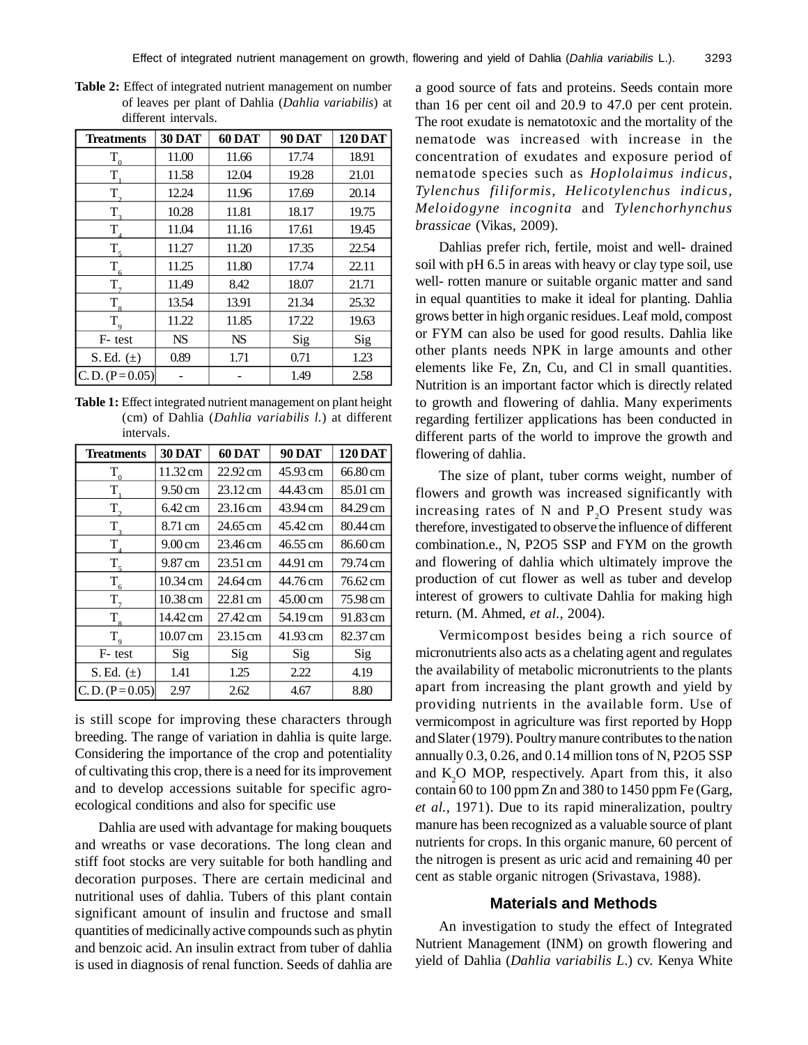**Table 2:** Effect of integrated nutrient management on number of leaves per plant of Dahlia (*Dahlia variabilis*) at different intervals.

| Treatments | 30 DAT | 60 DAT | 90 DAT | 120 DAT |
|---|---|---|---|---|
| $T_0$ | 11.00 | 11.66 | 17.74 | 18.91 |
| $T_1$ | 11.58 | 12.04 | 19.28 | 21.01 |
| $T_2$ | 12.24 | 11.96 | 17.69 | 20.14 |
| $T_3$ | 10.28 | 11.81 | 18.17 | 19.75 |
| $T_4$ | 11.04 | 11.16 | 17.61 | 19.45 |
| $T_5$ | 11.27 | 11.20 | 17.35 | 22.54 |
| $T_6$ | 11.25 | 11.80 | 17.74 | 22.11 |
| $T_7$ | 11.49 | 8.42 | 18.07 | 21.71 |
| $T_8$ | 13.54 | 13.91 | 21.34 | 25.32 |
| $T_9$ | 11.22 | 11.85 | 17.22 | 19.63 |
| F- test | NS | NS | Sig | Sig |
| S. Ed. (±) | 0.89 | 1.71 | 0.71 | 1.23 |
| C. D. (P = 0.05) | - | - | 1.49 | 2.58 |

**Table 1:** Effect integrated nutrient management on plant height (cm) of Dahlia (*Dahlia variabilis l.*) at different intervals.

| Treatments | 30 DAT | 60 DAT | 90 DAT | 120 DAT |
|---|---|---|---|---|
| $T_0$ | 11.32 cm | 22.92 cm | 45.93 cm | 66.80 cm |
| $T_1$ | 9.50 cm | 23.12 cm | 44.43 cm | 85.01 cm |
| $T_2$ | 6.42 cm | 23.16 cm | 43.94 cm | 84.29 cm |
| $T_3$ | 8.71 cm | 24.65 cm | 45.42 cm | 80.44 cm |
| $T_4$ | 9.00 cm | 23.46 cm | 46.55 cm | 86.60 cm |
| $T_5$ | 9.87 cm | 23.51 cm | 44.91 cm | 79.74 cm |
| $T_6$ | 10.34 cm | 24.64 cm | 44.76 cm | 76.62 cm |
| $T_7$ | 10.38 cm | 22.81 cm | 45.00 cm | 75.98 cm |
| $T_8$ | 14.42 cm | 27.42 cm | 54.19 cm | 91.83 cm |
| $T_9$ | 10.07 cm | 23.15 cm | 41.93 cm | 82.37 cm |
| F- test | Sig | Sig | Sig | Sig |
| S. Ed. (±) | 1.41 | 1.25 | 2.22 | 4.19 |
| C. D. (P = 0.05) | 2.97 | 2.62 | 4.67 | 8.80 |

is still scope for improving these characters through breeding. The range of variation in dahlia is quite large. Considering the importance of the crop and potentiality of cultivating this crop, there is a need for its improvement and to develop accessions suitable for specific agro-ecological conditions and also for specific use

Dahlia are used with advantage for making bouquets and wreaths or vase decorations. The long clean and stiff foot stocks are very suitable for both handling and decoration purposes. There are certain medicinal and nutritional uses of dahlia. Tubers of this plant contain significant amount of insulin and fructose and small quantities of medicinally active compounds such as phytin and benzoic acid. An insulin extract from tuber of dahlia is used in diagnosis of renal function. Seeds of dahlia are a good source of fats and proteins. Seeds contain more than 16 per cent oil and 20.9 to 47.0 per cent protein. The root exudate is nematotoxic and the mortality of the nematode was increased with increase in the concentration of exudates and exposure period of nematode species such as *Hoplolaimus indicus, Tylenchus filiformis, Helicotylenchus indicus, Meloidogyne incognita* and *Tylenchorhynchus brassicae* (Vikas, 2009).

Dahlias prefer rich, fertile, moist and well- drained soil with pH 6.5 in areas with heavy or clay type soil, use well- rotten manure or suitable organic matter and sand in equal quantities to make it ideal for planting. Dahlia grows better in high organic residues. Leaf mold, compost or FYM can also be used for good results. Dahlia like other plants needs NPK in large amounts and other elements like Fe, Zn, Cu, and Cl in small quantities. Nutrition is an important factor which is directly related to growth and flowering of dahlia. Many experiments regarding fertilizer applications has been conducted in different parts of the world to improve the growth and flowering of dahlia.

The size of plant, tuber corms weight, number of flowers and growth was increased significantly with increasing rates of N and $P_2O$ Present study was therefore, investigated to observe the influence of different combination.e., N, P2O5 SSP and FYM on the growth and flowering of dahlia which ultimately improve the production of cut flower as well as tuber and develop interest of growers to cultivate Dahlia for making high return. (M. Ahmed, *et al.,* 2004).

Vermicompost besides being a rich source of micronutrients also acts as a chelating agent and regulates the availability of metabolic micronutrients to the plants apart from increasing the plant growth and yield by providing nutrients in the available form. Use of vermicompost in agriculture was first reported by Hopp and Slater (1979). Poultry manure contributes to the nation annually 0.3, 0.26, and 0.14 million tons of N, P2O5 SSP and $K_2O$ MOP, respectively. Apart from this, it also contain 60 to 100 ppm Zn and 380 to 1450 ppm Fe (Garg, *et al.,* 1971). Due to its rapid mineralization, poultry manure has been recognized as a valuable source of plant nutrients for crops. In this organic manure, 60 percent of the nitrogen is present as uric acid and remaining 40 per cent as stable organic nitrogen (Srivastava, 1988).

## Materials and Methods

An investigation to study the effect of Integrated Nutrient Management (INM) on growth flowering and yield of Dahlia (*Dahlia variabilis L.*) cv. Kenya White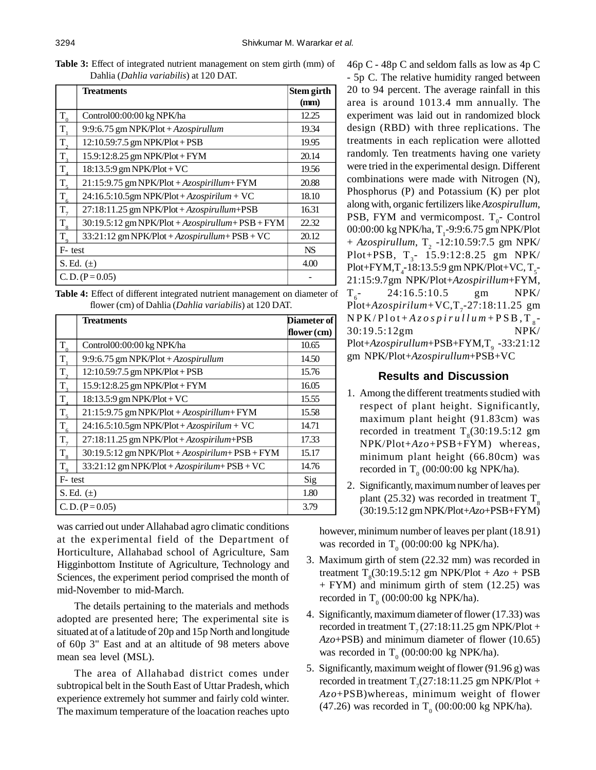**Table 3:** Effect of integrated nutrient management on stem girth (mm) of Dahlia (*Dahlia variabilis*) at 120 DAT.

| | Treatments | Stem girth (mm) |
|---|---|---|
| $T_0$ | Control00:00:00 kg NPK/ha | 12.25 |
| $T_1$ | 9:9:6.75 gm NPK/Plot + *Azospirullum* | 19.34 |
| $T_2$ | 12:10.59:7.5 gm NPK/Plot + PSB | 19.95 |
| $T_3$ | 15.9:12:8.25 gm NPK/Plot + FYM | 20.14 |
| $T_4$ | 18:13.5:9 gm NPK/Plot + VC | 19.56 |
| $T_5$ | 21:15:9.75 gm NPK/Plot + *Azospirillum*+ FYM | 20.88 |
| $T_6$ | 24:16.5:10.5gm NPK/Plot + *Azospirilum* + VC | 18.10 |
| $T_7$ | 27:18:11.25 gm NPK/Plot + *Azospirullum*+PSB | 16.31 |
| $T_8$ | 30:19.5:12 gm NPK/Plot + *Azospirullum*+ PSB + FYM | 22.32 |
| $T_9$ | 33:21:12 gm NPK/Plot + *Azospirullum*+ PSB + VC | 20.12 |
| F- test | | NS |
| S. Ed. (±) | | 4.00 |
| C. D. (P = 0.05) | | - |

**Table 4:** Effect of different integrated nutrient management on diameter of flower (cm) of Dahlia (*Dahlia variabilis*) at 120 DAT.

| | Treatments | Diameter of flower (cm) |
|---|---|---|
| $T_0$ | Control00:00:00 kg NPK/ha | 10.65 |
| $T_1$ | 9:9:6.75 gm NPK/Plot + *Azospirullum* | 14.50 |
| $T_2$ | 12:10.59:7.5 gm NPK/Plot + PSB | 15.76 |
| $T_3$ | 15.9:12:8.25 gm NPK/Plot + FYM | 16.05 |
| $T_4$ | 18:13.5:9 gm NPK/Plot + VC | 15.55 |
| $T_5$ | 21:15:9.75 gm NPK/Plot + *Azospirillum*+ FYM | 15.58 |
| $T_6$ | 24:16.5:10.5gm NPK/Plot + *Azospirilum* + VC | 14.71 |
| $T_7$ | 27:18:11.25 gm NPK/Plot + *Azospirilum*+PSB | 17.33 |
| $T_8$ | 30:19.5:12 gm NPK/Plot + *Azospirilum*+ PSB + FYM | 15.17 |
| $T_9$ | 33:21:12 gm NPK/Plot + *Azospirilum*+ PSB + VC | 14.76 |
| F- test | | Sig |
| S. Ed. (±) | | 1.80 |
| C. D. (P = 0.05) | | 3.79 |

was carried out under Allahabad agro climatic conditions at the experimental field of the Department of Horticulture, Allahabad school of Agriculture, Sam Higginbottom Institute of Agriculture, Technology and Sciences, the experiment period comprised the month of mid-November to mid-March.

The details pertaining to the materials and methods adopted are presented here; The experimental site is situated at of a latitude of 20p and 15p North and longitude of 60p 3" East and at an altitude of 98 meters above mean sea level (MSL).

The area of Allahabad district comes under subtropical belt in the South East of Uttar Pradesh, which experience extremely hot summer and fairly cold winter. The maximum temperature of the loacation reaches upto 46p C - 48p C and seldom falls as low as 4p C - 5p C. The relative humidity ranged between 20 to 94 percent. The average rainfall in this area is around 1013.4 mm annually. The experiment was laid out in randomized block design (RBD) with three replications. The treatments in each replication were allotted randomly. Ten treatments having one variety were tried in the experimental design. Different combinations were made with Nitrogen (N), Phosphorus (P) and Potassium (K) per plot along with, organic fertilizers like *Azospirullum*, PSB, FYM and vermicompost. $T_0$- Control 00:00:00 kg NPK/ha, $T_1$-9:9:6.75 gm NPK/Plot + *Azospirullum*, $T_2$ -12:10.59:7.5 gm NPK/ Plot+PSB, $T_3$- 15.9:12:8.25 gm NPK/ Plot+FYM,$T_4$-18:13.5:9 gm NPK/Plot+VC, $T_5$-21:15:9.7gm NPK/Plot+*Azospirillum*+FYM, $T_6$- 24:16.5:10.5 gm NPK/ Plot+*Azospirilum*+VC,$T_7$-27:18:11.25 gm NPK/Plot+*Azospirullum*+PSB,$T_8$-30:19.5:12gm NPK/ Plot+*Azospirullum*+PSB+FYM,$T_9$ -33:21:12 gm NPK/Plot+*Azospirullum*+PSB+VC

## Results and Discussion

1. Among the different treatments studied with respect of plant height. Significantly, maximum plant height (91.83cm) was recorded in treatment $T_8$(30:19.5:12 gm NPK/Plot+*Azo*+PSB+FYM) whereas, minimum plant height (66.80cm) was recorded in $T_0$ (00:00:00 kg NPK/ha).
2. Significantly, maximum number of leaves per plant (25.32) was recorded in treatment $T_8$ (30:19.5:12 gm NPK/Plot+*Azo*+PSB+FYM) however, minimum number of leaves per plant (18.91) was recorded in $T_0$ (00:00:00 kg NPK/ha).
3. Maximum girth of stem (22.32 mm) was recorded in treatment $T_8$(30:19.5:12 gm NPK/Plot + *Azo* + PSB + FYM) and minimum girth of stem (12.25) was recorded in $T_0$ (00:00:00 kg NPK/ha).
4. Significantly, maximum diameter of flower (17.33) was recorded in treatment $T_7$ (27:18:11.25 gm NPK/Plot + *Azo*+PSB) and minimum diameter of flower (10.65) was recorded in $T_0$ (00:00:00 kg NPK/ha).
5. Significantly, maximum weight of flower (91.96 g) was recorded in treatment $T_7$(27:18:11.25 gm NPK/Plot + *Azo*+PSB)whereas, minimum weight of flower (47.26) was recorded in $T_0$ (00:00:00 kg NPK/ha).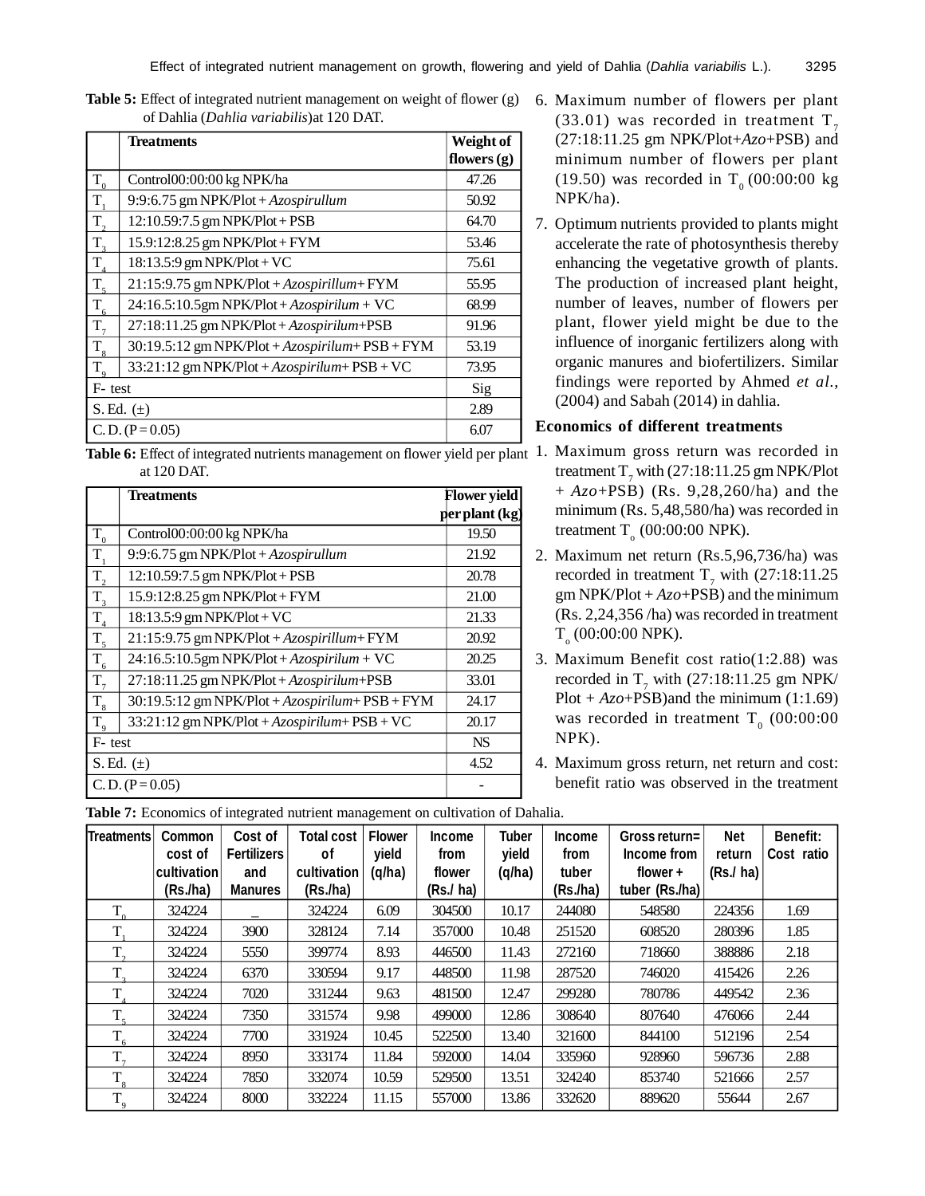**Table 5:** Effect of integrated nutrient management on weight of flower (g) of Dahlia (*Dahlia variabilis*)at 120 DAT.

| | Treatments | Weight of flowers (g) |
|---|---|---|
| $T_0$ | Control00:00:00 kg NPK/ha | 47.26 |
| $T_1$ | 9:9:6.75 gm NPK/Plot + *Azospirullum* | 50.92 |
| $T_2$ | 12:10.59:7.5 gm NPK/Plot + PSB | 64.70 |
| $T_3$ | 15.9:12:8.25 gm NPK/Plot + FYM | 53.46 |
| $T_4$ | 18:13.5:9 gm NPK/Plot + VC | 75.61 |
| $T_5$ | 21:15:9.75 gm NPK/Plot + *Azospirillum*+ FYM | 55.95 |
| $T_6$ | 24:16.5:10.5gm NPK/Plot + *Azospirilum* + VC | 68.99 |
| $T_7$ | 27:18:11.25 gm NPK/Plot + *Azospirilum*+PSB | 91.96 |
| $T_8$ | 30:19.5:12 gm NPK/Plot + *Azospirilum*+ PSB + FYM | 53.19 |
| $T_9$ | 33:21:12 gm NPK/Plot + *Azospirilum*+ PSB + VC | 73.95 |
| F- test | | Sig |
| S. Ed. (±) | | 2.89 |
| C. D. (P = 0.05) | | 6.07 |

**Table 6:** Effect of integrated nutrients management on flower yield per plant at 120 DAT.

| | Treatments | Flower yield per plant (kg) |
|---|---|---|
| $T_0$ | Control00:00:00 kg NPK/ha | 19.50 |
| $T_1$ | 9:9:6.75 gm NPK/Plot + *Azospirullum* | 21.92 |
| $T_2$ | 12:10.59:7.5 gm NPK/Plot + PSB | 20.78 |
| $T_3$ | 15.9:12:8.25 gm NPK/Plot + FYM | 21.00 |
| $T_4$ | 18:13.5:9 gm NPK/Plot + VC | 21.33 |
| $T_5$ | 21:15:9.75 gm NPK/Plot + *Azospirillum*+ FYM | 20.92 |
| $T_6$ | 24:16.5:10.5gm NPK/Plot + *Azospirilum* + VC | 20.25 |
| $T_7$ | 27:18:11.25 gm NPK/Plot + *Azospirilum*+PSB | 33.01 |
| $T_8$ | 30:19.5:12 gm NPK/Plot + *Azospirilum*+ PSB + FYM | 24.17 |
| $T_9$ | 33:21:12 gm NPK/Plot + *Azospirilum*+ PSB + VC | 20.17 |
| F- test | | NS |
| S. Ed. (±) | | 4.52 |
| C. D. (P = 0.05) | | - |

6. Maximum number of flowers per plant (33.01) was recorded in treatment $T_7$ (27:18:11.25 gm NPK/Plot+*Azo*+PSB) and minimum number of flowers per plant (19.50) was recorded in $T_0$ (00:00:00 kg NPK/ha).
7. Optimum nutrients provided to plants might accelerate the rate of photosynthesis thereby enhancing the vegetative growth of plants. The production of increased plant height, number of leaves, number of flowers per plant, flower yield might be due to the influence of inorganic fertilizers along with organic manures and biofertilizers. Similar findings were reported by Ahmed *et al.*, (2004) and Sabah (2014) in dahlia.

### Economics of different treatments

1. Maximum gross return was recorded in treatment $T_7$ with (27:18:11.25 gm NPK/Plot + *Azo*+PSB) (Rs. 9,28,260/ha) and the minimum (Rs. 5,48,580/ha) was recorded in treatment $T_o$ (00:00:00 NPK).
2. Maximum net return (Rs.5,96,736/ha) was recorded in treatment $T_7$ with (27:18:11.25 gm NPK/Plot + *Azo*+PSB) and the minimum (Rs. 2,24,356 /ha) was recorded in treatment $T_o$ (00:00:00 NPK).
3. Maximum Benefit cost ratio(1:2.88) was recorded in $T_7$ with (27:18:11.25 gm NPK/ Plot + *Azo*+PSB)and the minimum (1:1.69) was recorded in treatment $T_0$ (00:00:00 NPK).
4. Maximum gross return, net return and cost: benefit ratio was observed in the treatment

**Table 7:** Economics of integrated nutrient management on cultivation of Dahalia.

| Treatments | Common cost of cultivation (Rs./ha) | Cost of Fertilizers and Manures | Total cost of cultivation (Rs./ha) | Flower yield (q/ha) | Income from flower (Rs./ ha) | Tuber yield (q/ha) | Income from tuber (Rs./ha) | Gross return= Income from flower + tuber (Rs./ha) | Net return (Rs./ ha) | Benefit: Cost ratio |
|---|---|---|---|---|---|---|---|---|---|---|
| $T_0$ | 324224 | _ | 324224 | 6.09 | 304500 | 10.17 | 244080 | 548580 | 224356 | 1.69 |
| $T_1$ | 324224 | 3900 | 328124 | 7.14 | 357000 | 10.48 | 251520 | 608520 | 280396 | 1.85 |
| $T_2$ | 324224 | 5550 | 399774 | 8.93 | 446500 | 11.43 | 272160 | 718660 | 388886 | 2.18 |
| $T_3$ | 324224 | 6370 | 330594 | 9.17 | 448500 | 11.98 | 287520 | 746020 | 415426 | 2.26 |
| $T_4$ | 324224 | 7020 | 331244 | 9.63 | 481500 | 12.47 | 299280 | 780786 | 449542 | 2.36 |
| $T_5$ | 324224 | 7350 | 331574 | 9.98 | 499000 | 12.86 | 308640 | 807640 | 476066 | 2.44 |
| $T_6$ | 324224 | 7700 | 331924 | 10.45 | 522500 | 13.40 | 321600 | 844100 | 512196 | 2.54 |
| $T_7$ | 324224 | 8950 | 333174 | 11.84 | 592000 | 14.04 | 335960 | 928960 | 596736 | 2.88 |
| $T_8$ | 324224 | 7850 | 332074 | 10.59 | 529500 | 13.51 | 324240 | 853740 | 521666 | 2.57 |
| $T_9$ | 324224 | 8000 | 332224 | 11.15 | 557000 | 13.86 | 332620 | 889620 | 55644 | 2.67 |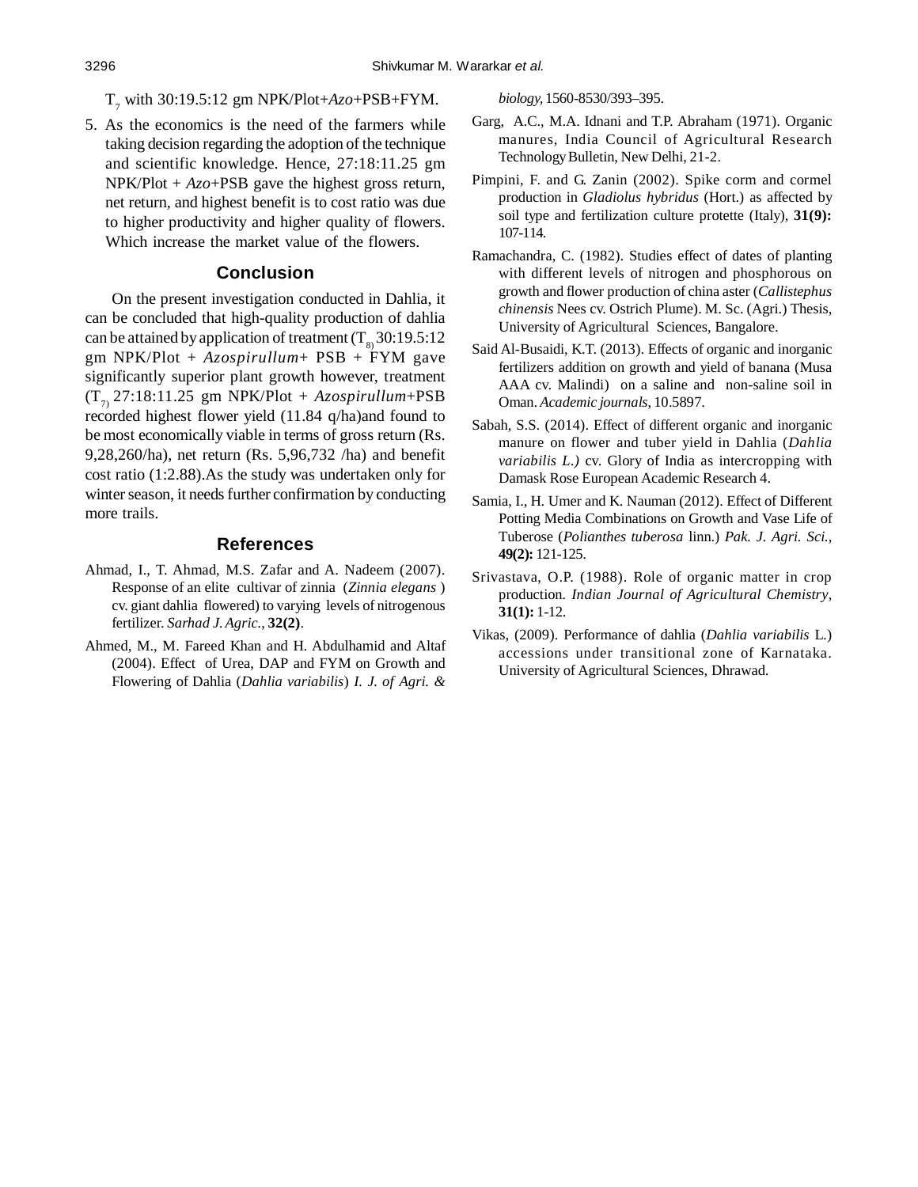$T_7$ with 30:19.5:12 gm NPK/Plot+*Azo*+PSB+FYM.

5. As the economics is the need of the farmers while taking decision regarding the adoption of the technique and scientific knowledge. Hence, 27:18:11.25 gm NPK/Plot + *Azo*+PSB gave the highest gross return, net return, and highest benefit is to cost ratio was due to higher productivity and higher quality of flowers. Which increase the market value of the flowers.

## Conclusion

On the present investigation conducted in Dahlia, it can be concluded that high-quality production of dahlia can be attained by application of treatment ($T_{8)}$ 30:19.5:12 gm NPK/Plot + *Azospirullum*+ PSB + FYM gave significantly superior plant growth however, treatment ($T_{7)}$ 27:18:11.25 gm NPK/Plot + *Azospirullum*+PSB recorded highest flower yield (11.84 q/ha)and found to be most economically viable in terms of gross return (Rs. 9,28,260/ha), net return (Rs. 5,96,732 /ha) and benefit cost ratio (1:2.88).As the study was undertaken only for winter season, it needs further confirmation by conducting more trails.

## References

Ahmad, I., T. Ahmad, M.S. Zafar and A. Nadeem (2007). Response of an elite cultivar of zinnia (*Zinnia elegans* ) cv. giant dahlia flowered) to varying levels of nitrogenous fertilizer. *Sarhad J. Agric.,* **32(2)**.

Ahmed, M., M. Fareed Khan and H. Abdulhamid and Altaf (2004). Effect of Urea, DAP and FYM on Growth and Flowering of Dahlia (*Dahlia variabilis*) *I. J. of Agri. & biology*, 1560-8530/393–395.

Garg, A.C., M.A. Idnani and T.P. Abraham (1971). Organic manures, India Council of Agricultural Research Technology Bulletin, New Delhi, 21-2.

Pimpini, F. and G. Zanin (2002). Spike corm and cormel production in *Gladiolus hybridus* (Hort.) as affected by soil type and fertilization culture protette (Italy), **31(9):** 107-114.

Ramachandra, C. (1982). Studies effect of dates of planting with different levels of nitrogen and phosphorous on growth and flower production of china aster (*Callistephus chinensis* Nees cv. Ostrich Plume). M. Sc. (Agri.) Thesis, University of Agricultural Sciences, Bangalore.

Said Al-Busaidi, K.T. (2013). Effects of organic and inorganic fertilizers addition on growth and yield of banana (Musa AAA cv. Malindi) on a saline and non-saline soil in Oman. *Academic journals*, 10.5897.

Sabah, S.S. (2014). Effect of different organic and inorganic manure on flower and tuber yield in Dahlia (*Dahlia variabilis L.)* cv. Glory of India as intercropping with Damask Rose European Academic Research 4.

Samia, I., H. Umer and K. Nauman (2012). Effect of Different Potting Media Combinations on Growth and Vase Life of Tuberose (*Polianthes tuberosa* linn.) *Pak. J. Agri. Sci.*, **49(2):** 121-125.

Srivastava, O.P. (1988). Role of organic matter in crop production. *Indian Journal of Agricultural Chemistry*, **31(1):** 1-12.

Vikas, (2009). Performance of dahlia (*Dahlia variabilis* L.) accessions under transitional zone of Karnataka. University of Agricultural Sciences, Dhrawad.